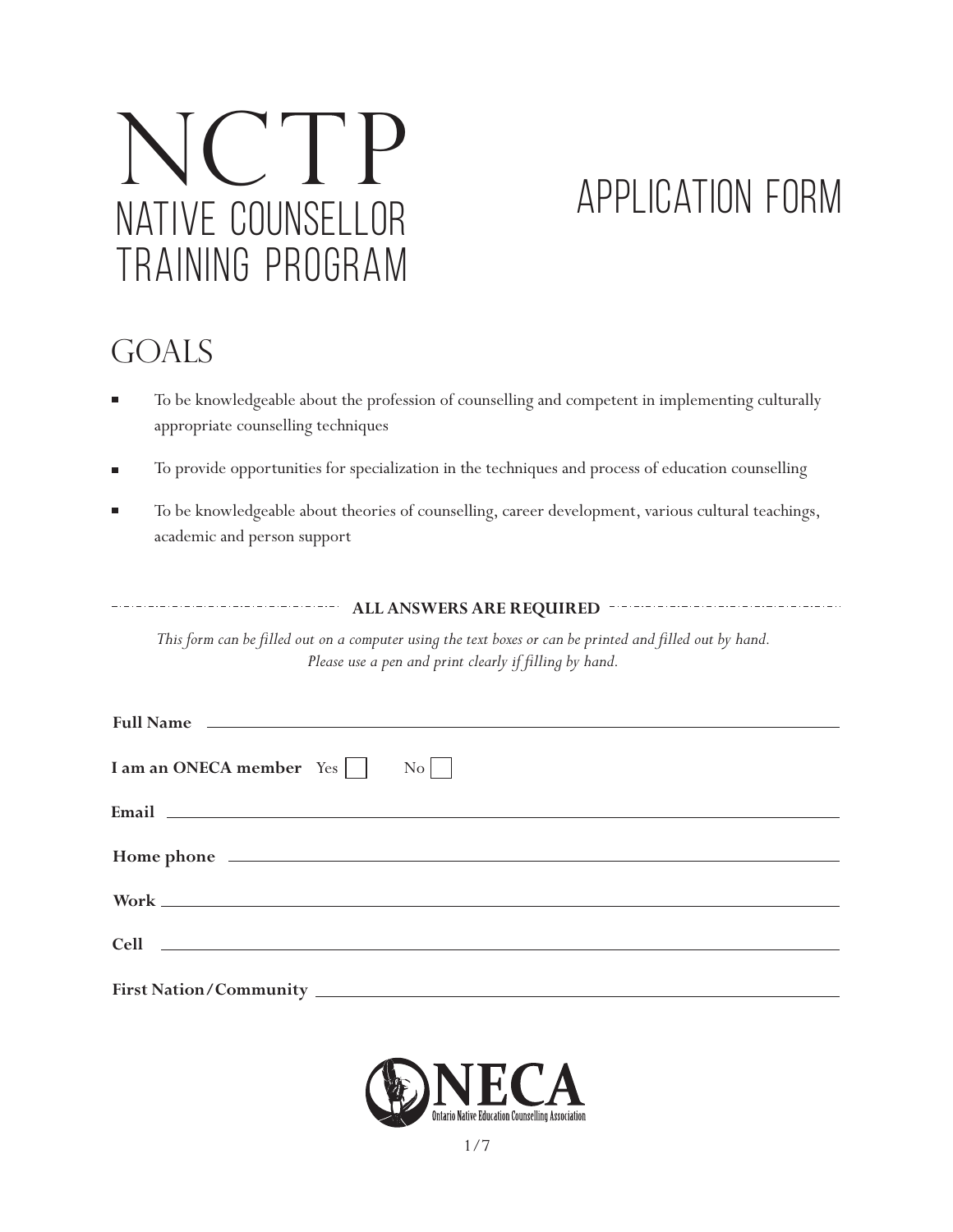# NCTP

## NATIVE COUNSELLOR TRAINING PROGRAM

# APPLICATION FORM

## GOALS

- To be knowledgeable about the profession of counselling and competent in implementing culturally appropriate counselling techniques
- To provide opportunities for specialization in the techniques and process of education counselling
- To be knowledgeable about theories of counselling, career development, various cultural teachings, academic and person support

**ALL ANSWERS ARE REQUIRED**

*This form can be filled out on a computer using the text boxes or can be printed and filled out by hand. Please use a pen and print clearly if filling by hand.*

**Full Name** ______________________________

**I am an ONECA member** Yes ☐ No ☐

**Email** ______________________________

**Home phone** ______________________________

**Work** ______________________________

**Cell** ______________________________

**First Nation/Community** ______________________________

ONECA
Ontario Native Education Counselling Association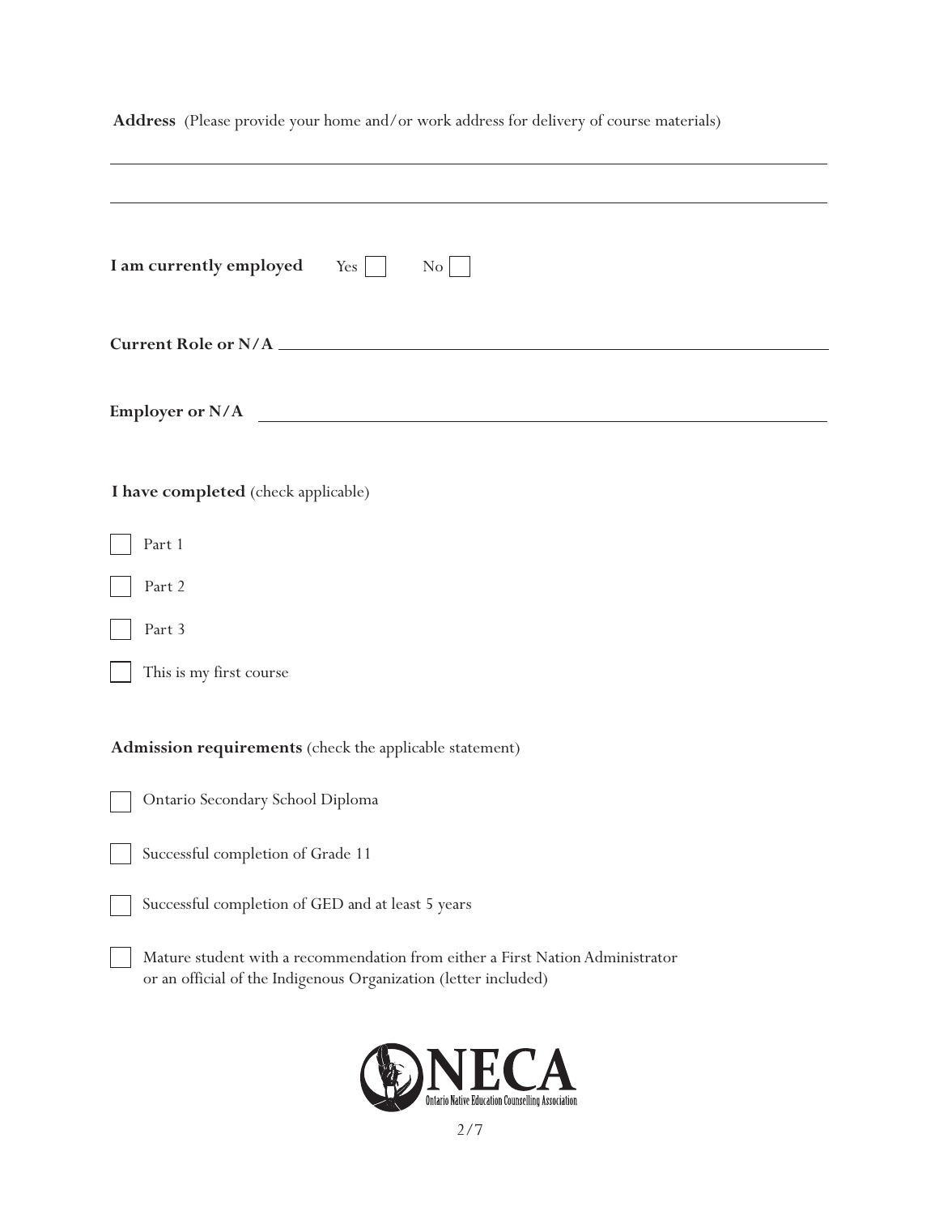**Address** (Please provide your home and/or work address for delivery of course materials)

\_\_\_\_\_\_\_\_\_\_\_\_\_\_\_\_\_\_\_\_\_\_\_\_\_\_\_\_\_\_\_\_\_\_\_\_\_\_\_\_\_\_\_\_\_\_\_\_\_\_\_\_\_\_\_\_\_\_\_\_

\_\_\_\_\_\_\_\_\_\_\_\_\_\_\_\_\_\_\_\_\_\_\_\_\_\_\_\_\_\_\_\_\_\_\_\_\_\_\_\_\_\_\_\_\_\_\_\_\_\_\_\_\_\_\_\_\_\_\_\_

**I am currently employed** Yes ☐ No ☐

**Current Role or N/A** \_\_\_\_\_\_\_\_\_\_\_\_\_\_\_\_\_\_\_\_\_\_\_\_\_\_\_\_\_\_\_\_\_\_\_\_\_\_\_\_\_\_\_\_\_\_\_\_

**Employer or N/A** \_\_\_\_\_\_\_\_\_\_\_\_\_\_\_\_\_\_\_\_\_\_\_\_\_\_\_\_\_\_\_\_\_\_\_\_\_\_\_\_\_\_\_\_\_\_\_\_

**I have completed** (check applicable)

- ☐ Part 1
- ☐ Part 2
- ☐ Part 3
- ☐ This is my first course

**Admission requirements** (check the applicable statement)

- ☐ Ontario Secondary School Diploma
- ☐ Successful completion of Grade 11
- ☐ Successful completion of GED and at least 5 years
- ☐ Mature student with a recommendation from either a First Nation Administrator or an official of the Indigenous Organization (letter included)

ONECA
Ontario Native Education Counselling Association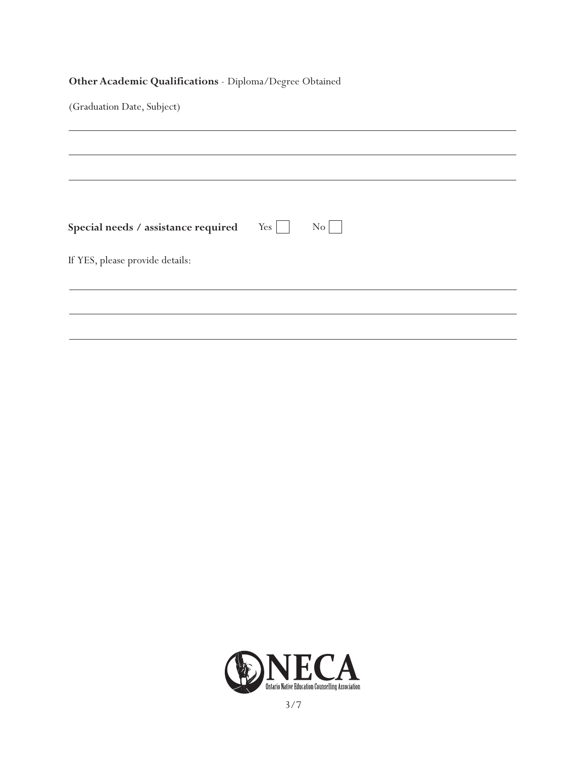**Other Academic Qualifications** - Diploma/Degree Obtained

(Graduation Date, Subject)

\_\_\_\_\_\_\_\_\_\_\_\_\_\_\_\_\_\_\_\_\_\_\_\_\_\_\_\_\_\_\_\_\_\_\_\_\_\_\_\_\_\_\_\_\_\_\_\_\_\_\_\_\_\_\_\_\_\_

\_\_\_\_\_\_\_\_\_\_\_\_\_\_\_\_\_\_\_\_\_\_\_\_\_\_\_\_\_\_\_\_\_\_\_\_\_\_\_\_\_\_\_\_\_\_\_\_\_\_\_\_\_\_\_\_\_\_

\_\_\_\_\_\_\_\_\_\_\_\_\_\_\_\_\_\_\_\_\_\_\_\_\_\_\_\_\_\_\_\_\_\_\_\_\_\_\_\_\_\_\_\_\_\_\_\_\_\_\_\_\_\_\_\_\_\_

**Special needs / assistance required** Yes ☐ No ☐

If YES, please provide details:

\_\_\_\_\_\_\_\_\_\_\_\_\_\_\_\_\_\_\_\_\_\_\_\_\_\_\_\_\_\_\_\_\_\_\_\_\_\_\_\_\_\_\_\_\_\_\_\_\_\_\_\_\_\_\_\_\_\_

\_\_\_\_\_\_\_\_\_\_\_\_\_\_\_\_\_\_\_\_\_\_\_\_\_\_\_\_\_\_\_\_\_\_\_\_\_\_\_\_\_\_\_\_\_\_\_\_\_\_\_\_\_\_\_\_\_\_

\_\_\_\_\_\_\_\_\_\_\_\_\_\_\_\_\_\_\_\_\_\_\_\_\_\_\_\_\_\_\_\_\_\_\_\_\_\_\_\_\_\_\_\_\_\_\_\_\_\_\_\_\_\_\_\_\_\_

ONECA
Ontario Native Education Counselling Association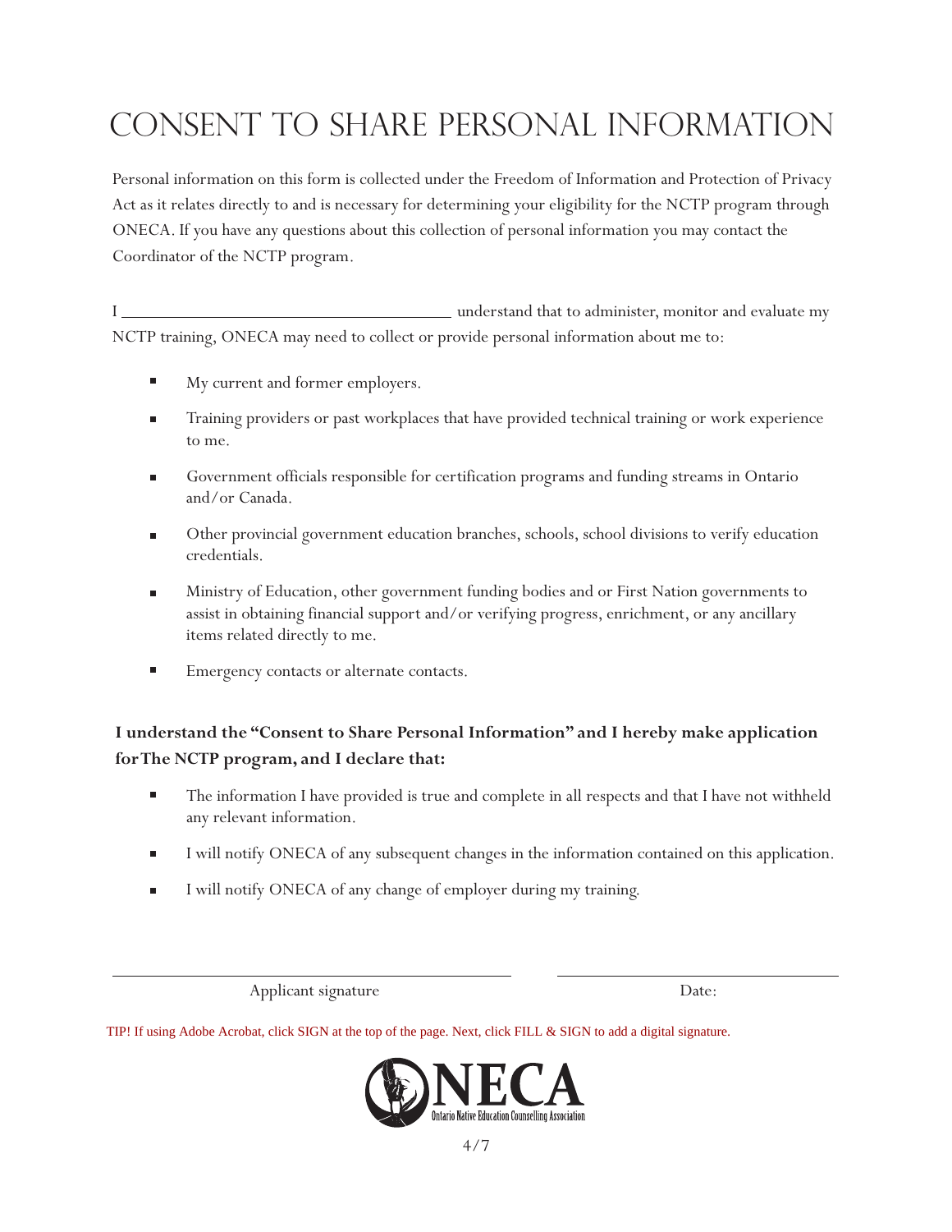# CONSENT TO SHARE PERSONAL INFORMATION

Personal information on this form is collected under the Freedom of Information and Protection of Privacy Act as it relates directly to and is necessary for determining your eligibility for the NCTP program through ONECA. If you have any questions about this collection of personal information you may contact the Coordinator of the NCTP program.

I ________________________________ understand that to administer, monitor and evaluate my NCTP training, ONECA may need to collect or provide personal information about me to:

- My current and former employers.
- Training providers or past workplaces that have provided technical training or work experience to me.
- Government officials responsible for certification programs and funding streams in Ontario and/or Canada.
- Other provincial government education branches, schools, school divisions to verify education credentials.
- Ministry of Education, other government funding bodies and or First Nation governments to assist in obtaining financial support and/or verifying progress, enrichment, or any ancillary items related directly to me.
- Emergency contacts or alternate contacts.

**I understand the "Consent to Share Personal Information" and I hereby make application for The NCTP program, and I declare that:**

- The information I have provided is true and complete in all respects and that I have not withheld any relevant information.
- I will notify ONECA of any subsequent changes in the information contained on this application.
- I will notify ONECA of any change of employer during my training.

________________________________ ________________________________

Applicant signature Date:

TIP! If using Adobe Acrobat, click SIGN at the top of the page. Next, click FILL & SIGN to add a digital signature.

ONECA
Ontario Native Education Counselling Association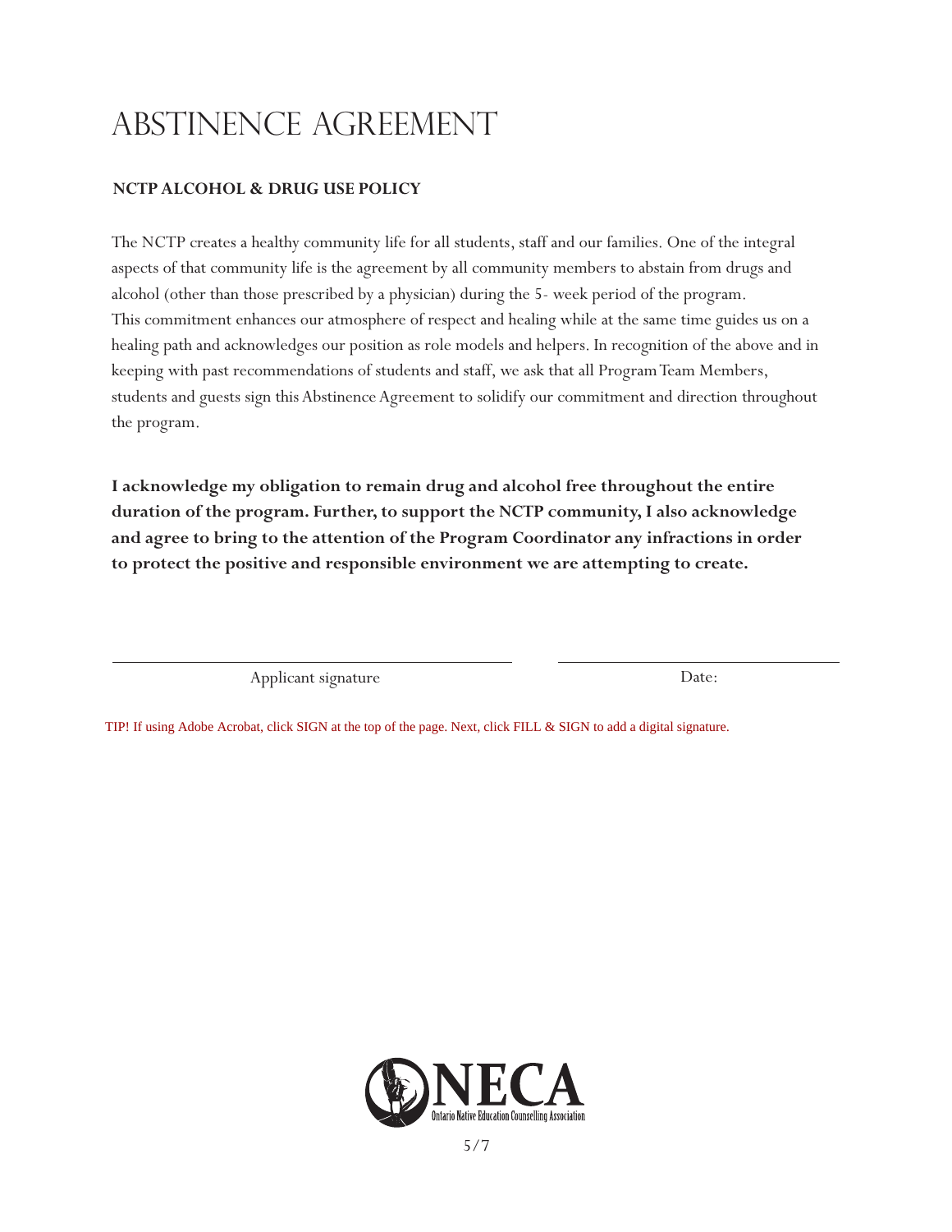# ABSTINENCE AGREEMENT

**NCTP ALCOHOL & DRUG USE POLICY**

The NCTP creates a healthy community life for all students, staff and our families. One of the integral aspects of that community life is the agreement by all community members to abstain from drugs and alcohol (other than those prescribed by a physician) during the 5- week period of the program. This commitment enhances our atmosphere of respect and healing while at the same time guides us on a healing path and acknowledges our position as role models and helpers. In recognition of the above and in keeping with past recommendations of students and staff, we ask that all Program Team Members, students and guests sign this Abstinence Agreement to solidify our commitment and direction throughout the program.

**I acknowledge my obligation to remain drug and alcohol free throughout the entire duration of the program. Further, to support the NCTP community, I also acknowledge and agree to bring to the attention of the Program Coordinator any infractions in order to protect the positive and responsible environment we are attempting to create.**

_______________________________ Applicant signature

_______________________________ Date:

TIP! If using Adobe Acrobat, click SIGN at the top of the page. Next, click FILL & SIGN to add a digital signature.

ONECA Ontario Native Education Counselling Association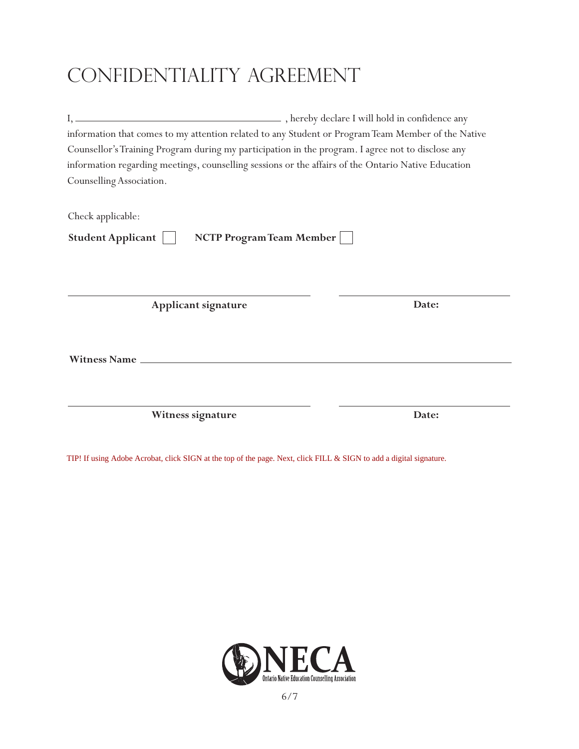# CONFIDENTIALITY AGREEMENT

I, ______________________________ , hereby declare I will hold in confidence any information that comes to my attention related to any Student or Program Team Member of the Native Counsellor's Training Program during my participation in the program. I agree not to disclose any information regarding meetings, counselling sessions or the affairs of the Ontario Native Education Counselling Association.

Check applicable:

**Student Applicant** ☐ **NCTP Program Team Member** ☐

______________________________ ______________________________

**Applicant signature** **Date:**

**Witness Name** ______________________________

______________________________ ______________________________

**Witness signature** **Date:**

TIP! If using Adobe Acrobat, click SIGN at the top of the page. Next, click FILL & SIGN to add a digital signature.

ONECA

Ontario Native Education Counselling Association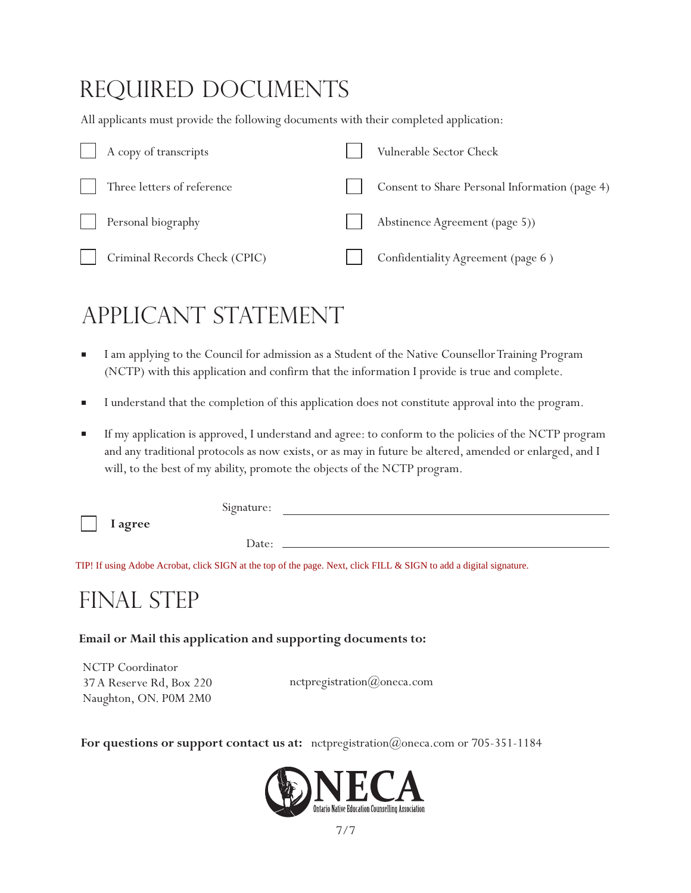# REQUIRED DOCUMENTS

All applicants must provide the following documents with their completed application:

- [ ] A copy of transcripts
- [ ] Three letters of reference
- [ ] Personal biography
- [ ] Criminal Records Check (CPIC)
- [ ] Vulnerable Sector Check
- [ ] Consent to Share Personal Information (page 4)
- [ ] Abstinence Agreement (page 5))
- [ ] Confidentiality Agreement (page 6 )

# APPLICANT STATEMENT

- I am applying to the Council for admission as a Student of the Native Counsellor Training Program (NCTP) with this application and confirm that the information I provide is true and complete.
- I understand that the completion of this application does not constitute approval into the program.
- If my application is approved, I understand and agree: to conform to the policies of the NCTP program and any traditional protocols as now exists, or as may in future be altered, amended or enlarged, and I will, to the best of my ability, promote the objects of the NCTP program.

- [ ] **I agree**

Signature: ______________________________

Date: ______________________________

TIP! If using Adobe Acrobat, click SIGN at the top of the page. Next, click FILL & SIGN to add a digital signature.

# FINAL STEP

**Email or Mail this application and supporting documents to:**

NCTP Coordinator
37 A Reserve Rd, Box 220
Naughton, ON. P0M 2M0

nctpregistration@oneca.com

**For questions or support contact us at:** nctpregistration@oneca.com or 705-351-1184

ONECA
Ontario Native Education Counselling Association